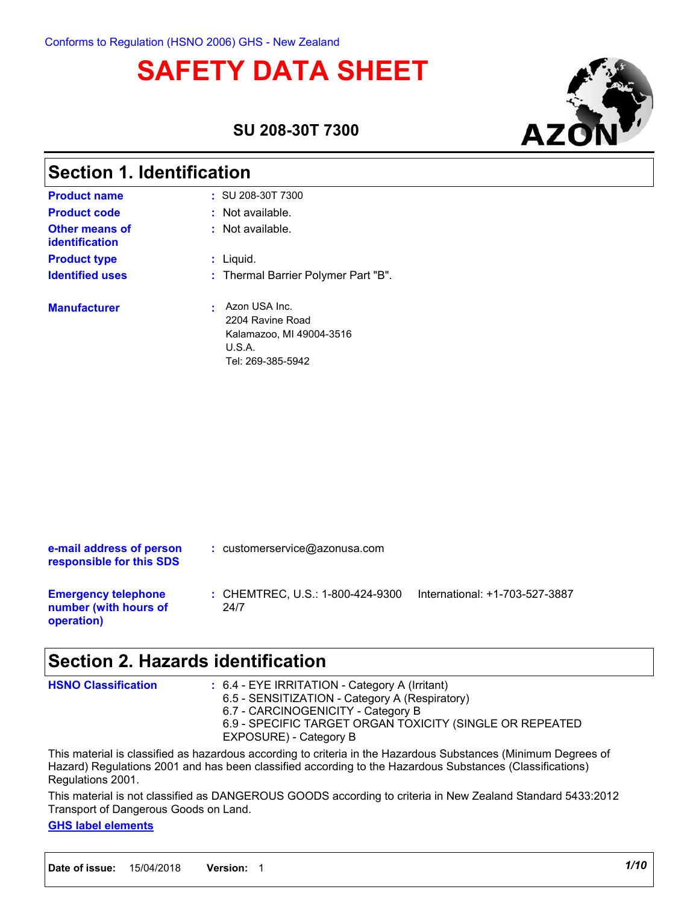Conforms to Regulation (HSNO 2006) GHS - New Zealand

# SAFETY DATA SHEET

### SU 208-30T 7300

AZON

## Section 1. Identification

| | |
|---|---|
| **Product name** | : SU 208-30T 7300 |
| **Product code** | : Not available. |
| **Other means of identification** | : Not available. |
| **Product type** | : Liquid. |
| **Identified uses** | : Thermal Barrier Polymer Part "B". |
| **Manufacturer** | : Azon USA Inc.<br>2204 Ravine Road<br>Kalamazoo, MI 49004-3516<br>U.S.A.<br>Tel: 269-385-5942 |
| **e-mail address of person responsible for this SDS** | : customerservice@azonusa.com |
| **Emergency telephone number (with hours of operation)** | : CHEMTREC, U.S.: 1-800-424-9300 International: +1-703-527-3887<br>24/7 |

## Section 2. Hazards identification

**HSNO Classification** : 6.4 - EYE IRRITATION - Category A (Irritant)
6.5 - SENSITIZATION - Category A (Respiratory)
6.7 - CARCINOGENICITY - Category B
6.9 - SPECIFIC TARGET ORGAN TOXICITY (SINGLE OR REPEATED EXPOSURE) - Category B

This material is classified as hazardous according to criteria in the Hazardous Substances (Minimum Degrees of Hazard) Regulations 2001 and has been classified according to the Hazardous Substances (Classifications) Regulations 2001.

This material is not classified as DANGEROUS GOODS according to criteria in New Zealand Standard 5433:2012 Transport of Dangerous Goods on Land.

**GHS label elements**

**Date of issue:** 15/04/2018 **Version:** 1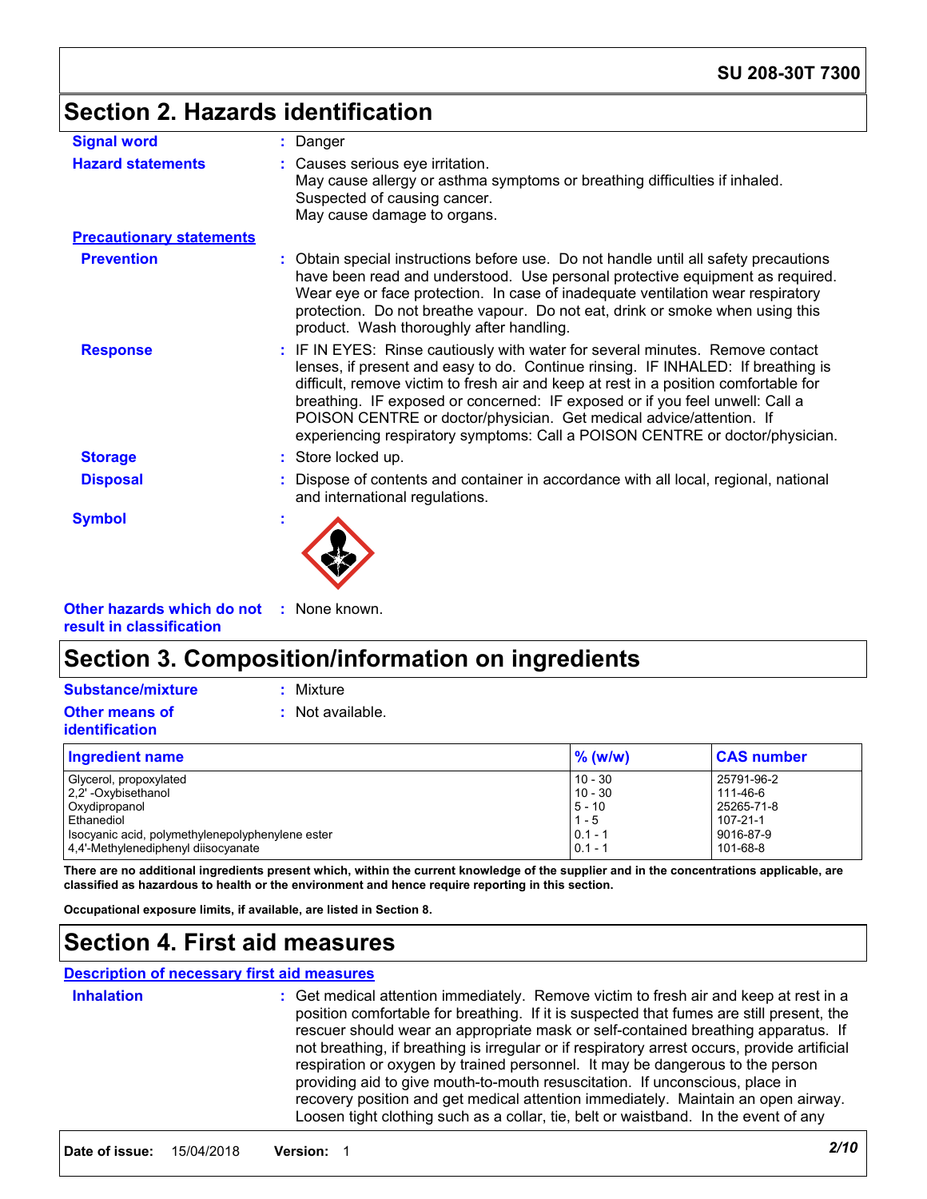# Section 2. Hazards identification

**Signal word** : Danger

**Hazard statements** : Causes serious eye irritation.
May cause allergy or asthma symptoms or breathing difficulties if inhaled.
Suspected of causing cancer.
May cause damage to organs.

**Precautionary statements**

**Prevention** : Obtain special instructions before use. Do not handle until all safety precautions have been read and understood. Use personal protective equipment as required. Wear eye or face protection. In case of inadequate ventilation wear respiratory protection. Do not breathe vapour. Do not eat, drink or smoke when using this product. Wash thoroughly after handling.

**Response** : IF IN EYES: Rinse cautiously with water for several minutes. Remove contact lenses, if present and easy to do. Continue rinsing. IF INHALED: If breathing is difficult, remove victim to fresh air and keep at rest in a position comfortable for breathing. IF exposed or concerned: IF exposed or if you feel unwell: Call a POISON CENTRE or doctor/physician. Get medical advice/attention. If experiencing respiratory symptoms: Call a POISON CENTRE or doctor/physician.

**Storage** : Store locked up.

**Disposal** : Dispose of contents and container in accordance with all local, regional, national and international regulations.

**Symbol** :

**Other hazards which do not result in classification** : None known.

# Section 3. Composition/information on ingredients

**Substance/mixture** : Mixture

**Other means of identification** : Not available.

| Ingredient name | % (w/w) | CAS number |
|---|---|---|
| Glycerol, propoxylated | 10 - 30 | 25791-96-2 |
| 2,2' -Oxybisethanol | 10 - 30 | 111-46-6 |
| Oxydipropanol | 5 - 10 | 25265-71-8 |
| Ethanediol | 1 - 5 | 107-21-1 |
| Isocyanic acid, polymethylenepolyphenylene ester | 0.1 - 1 | 9016-87-9 |
| 4,4'-Methylenediphenyl diisocyanate | 0.1 - 1 | 101-68-8 |

**There are no additional ingredients present which, within the current knowledge of the supplier and in the concentrations applicable, are classified as hazardous to health or the environment and hence require reporting in this section.**

**Occupational exposure limits, if available, are listed in Section 8.**

# Section 4. First aid measures

**Description of necessary first aid measures**

**Inhalation** : Get medical attention immediately. Remove victim to fresh air and keep at rest in a position comfortable for breathing. If it is suspected that fumes are still present, the rescuer should wear an appropriate mask or self-contained breathing apparatus. If not breathing, if breathing is irregular or if respiratory arrest occurs, provide artificial respiration or oxygen by trained personnel. It may be dangerous to the person providing aid to give mouth-to-mouth resuscitation. If unconscious, place in recovery position and get medical attention immediately. Maintain an open airway. Loosen tight clothing such as a collar, tie, belt or waistband. In the event of any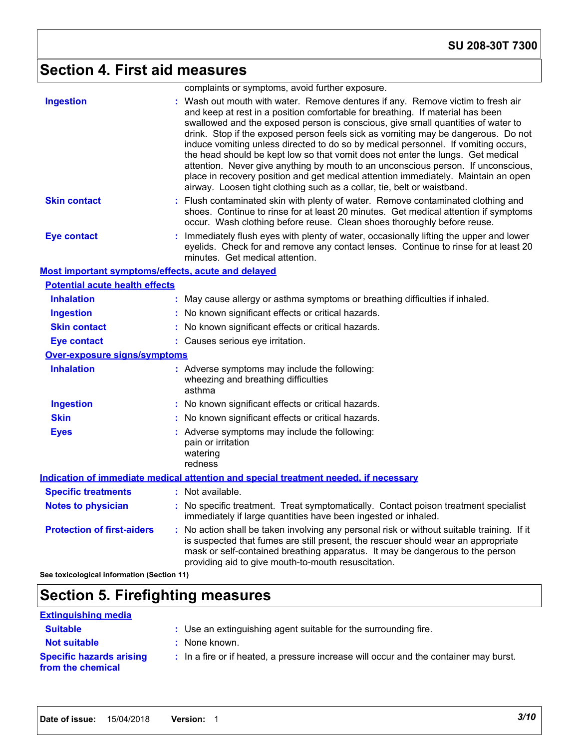## Section 4. First aid measures

complaints or symptoms, avoid further exposure.

**Ingestion** : Wash out mouth with water. Remove dentures if any. Remove victim to fresh air and keep at rest in a position comfortable for breathing. If material has been swallowed and the exposed person is conscious, give small quantities of water to drink. Stop if the exposed person feels sick as vomiting may be dangerous. Do not induce vomiting unless directed to do so by medical personnel. If vomiting occurs, the head should be kept low so that vomit does not enter the lungs. Get medical attention. Never give anything by mouth to an unconscious person. If unconscious, place in recovery position and get medical attention immediately. Maintain an open airway. Loosen tight clothing such as a collar, tie, belt or waistband.

**Skin contact** : Flush contaminated skin with plenty of water. Remove contaminated clothing and shoes. Continue to rinse for at least 20 minutes. Get medical attention if symptoms occur. Wash clothing before reuse. Clean shoes thoroughly before reuse.

**Eye contact** : Immediately flush eyes with plenty of water, occasionally lifting the upper and lower eyelids. Check for and remove any contact lenses. Continue to rinse for at least 20 minutes. Get medical attention.

### Most important symptoms/effects, acute and delayed

#### Potential acute health effects

**Inhalation** : May cause allergy or asthma symptoms or breathing difficulties if inhaled.

**Ingestion** : No known significant effects or critical hazards.

**Skin contact** : No known significant effects or critical hazards.

**Eye contact** : Causes serious eye irritation.

#### Over-exposure signs/symptoms

**Inhalation** : Adverse symptoms may include the following:
wheezing and breathing difficulties
asthma

**Ingestion** : No known significant effects or critical hazards.

**Skin** : No known significant effects or critical hazards.

**Eyes** : Adverse symptoms may include the following:
pain or irritation
watering
redness

### Indication of immediate medical attention and special treatment needed, if necessary

**Specific treatments** : Not available.

**Notes to physician** : No specific treatment. Treat symptomatically. Contact poison treatment specialist immediately if large quantities have been ingested or inhaled.

**Protection of first-aiders** : No action shall be taken involving any personal risk or without suitable training. If it is suspected that fumes are still present, the rescuer should wear an appropriate mask or self-contained breathing apparatus. It may be dangerous to the person providing aid to give mouth-to-mouth resuscitation.

**See toxicological information (Section 11)**

## Section 5. Firefighting measures

### Extinguishing media

**Suitable** : Use an extinguishing agent suitable for the surrounding fire.

**Not suitable** : None known.

**Specific hazards arising from the chemical** : In a fire or if heated, a pressure increase will occur and the container may burst.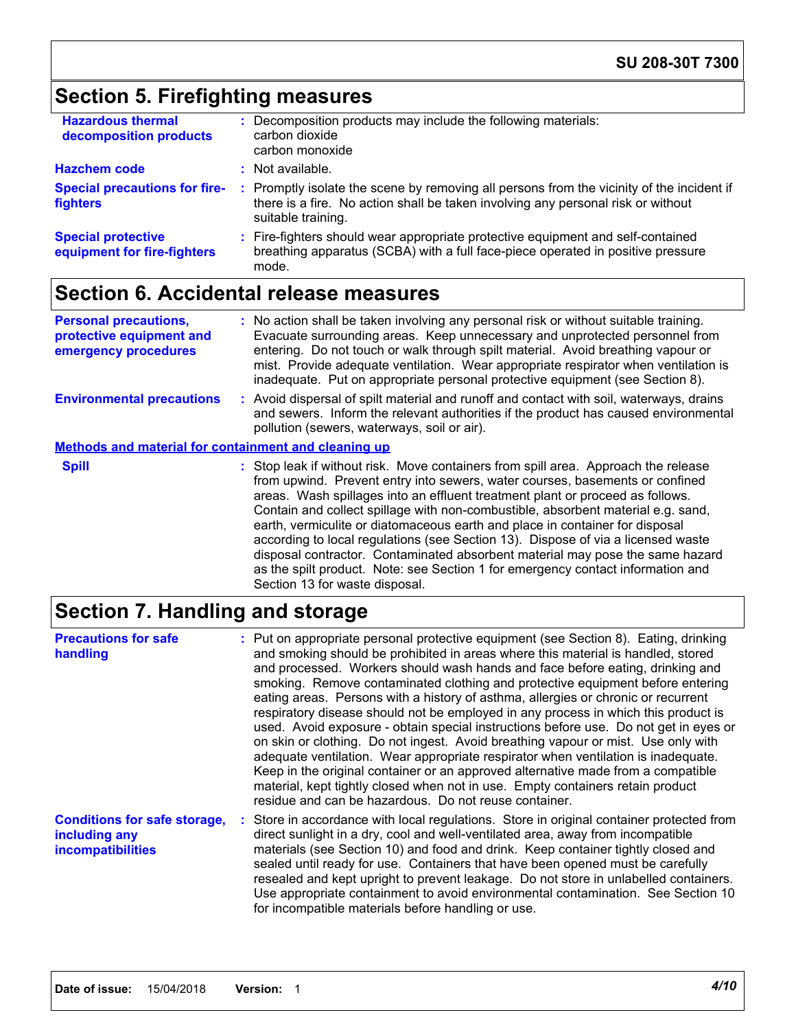## Section 5. Firefighting measures

**Hazardous thermal decomposition products** : Decomposition products may include the following materials:
carbon dioxide
carbon monoxide

**Hazchem code** : Not available.

**Special precautions for fire-fighters** : Promptly isolate the scene by removing all persons from the vicinity of the incident if there is a fire. No action shall be taken involving any personal risk or without suitable training.

**Special protective equipment for fire-fighters** : Fire-fighters should wear appropriate protective equipment and self-contained breathing apparatus (SCBA) with a full face-piece operated in positive pressure mode.

## Section 6. Accidental release measures

**Personal precautions, protective equipment and emergency procedures** : No action shall be taken involving any personal risk or without suitable training. Evacuate surrounding areas. Keep unnecessary and unprotected personnel from entering. Do not touch or walk through spilt material. Avoid breathing vapour or mist. Provide adequate ventilation. Wear appropriate respirator when ventilation is inadequate. Put on appropriate personal protective equipment (see Section 8).

**Environmental precautions** : Avoid dispersal of spilt material and runoff and contact with soil, waterways, drains and sewers. Inform the relevant authorities if the product has caused environmental pollution (sewers, waterways, soil or air).

### Methods and material for containment and cleaning up

**Spill** : Stop leak if without risk. Move containers from spill area. Approach the release from upwind. Prevent entry into sewers, water courses, basements or confined areas. Wash spillages into an effluent treatment plant or proceed as follows. Contain and collect spillage with non-combustible, absorbent material e.g. sand, earth, vermiculite or diatomaceous earth and place in container for disposal according to local regulations (see Section 13). Dispose of via a licensed waste disposal contractor. Contaminated absorbent material may pose the same hazard as the spilt product. Note: see Section 1 for emergency contact information and Section 13 for waste disposal.

## Section 7. Handling and storage

**Precautions for safe handling** : Put on appropriate personal protective equipment (see Section 8). Eating, drinking and smoking should be prohibited in areas where this material is handled, stored and processed. Workers should wash hands and face before eating, drinking and smoking. Remove contaminated clothing and protective equipment before entering eating areas. Persons with a history of asthma, allergies or chronic or recurrent respiratory disease should not be employed in any process in which this product is used. Avoid exposure - obtain special instructions before use. Do not get in eyes or on skin or clothing. Do not ingest. Avoid breathing vapour or mist. Use only with adequate ventilation. Wear appropriate respirator when ventilation is inadequate. Keep in the original container or an approved alternative made from a compatible material, kept tightly closed when not in use. Empty containers retain product residue and can be hazardous. Do not reuse container.

**Conditions for safe storage, including any incompatibilities** : Store in accordance with local regulations. Store in original container protected from direct sunlight in a dry, cool and well-ventilated area, away from incompatible materials (see Section 10) and food and drink. Keep container tightly closed and sealed until ready for use. Containers that have been opened must be carefully resealed and kept upright to prevent leakage. Do not store in unlabelled containers. Use appropriate containment to avoid environmental contamination. See Section 10 for incompatible materials before handling or use.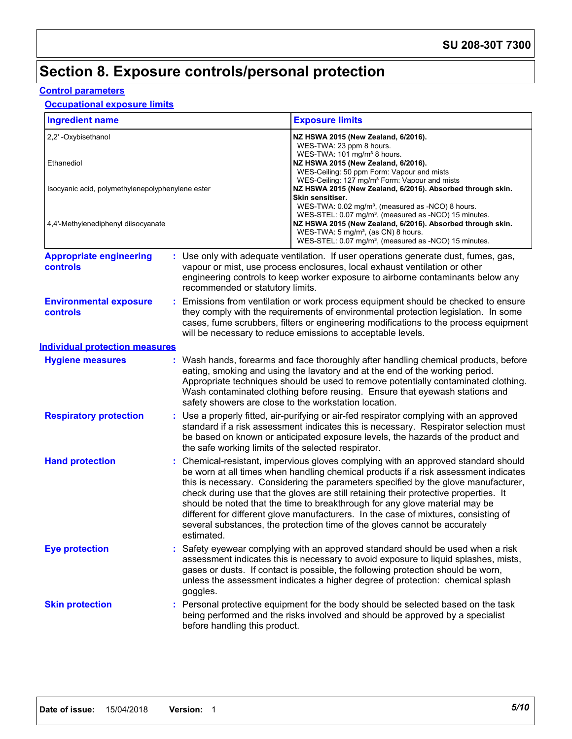# Section 8. Exposure controls/personal protection

## Control parameters

### Occupational exposure limits

| Ingredient name | Exposure limits |
| --- | --- |
| 2,2' -Oxybisethanol | **NZ HSWA 2015 (New Zealand, 6/2016).**<br>WES-TWA: 23 ppm 8 hours.<br>WES-TWA: 101 mg/m³ 8 hours. |
| Ethanediol | **NZ HSWA 2015 (New Zealand, 6/2016).**<br>WES-Ceiling: 50 ppm Form: Vapour and mists<br>WES-Ceiling: 127 mg/m³ Form: Vapour and mists |
| Isocyanic acid, polymethylenepolyphenylene ester | **NZ HSWA 2015 (New Zealand, 6/2016). Absorbed through skin. Skin sensitiser.**<br>WES-TWA: 0.02 mg/m³, (measured as -NCO) 8 hours.<br>WES-STEL: 0.07 mg/m³, (measured as -NCO) 15 minutes. |
| 4,4'-Methylenediphenyl diisocyanate | **NZ HSWA 2015 (New Zealand, 6/2016). Absorbed through skin.**<br>WES-TWA: 5 mg/m³, (as CN) 8 hours.<br>WES-STEL: 0.07 mg/m³, (measured as -NCO) 15 minutes. |

**Appropriate engineering controls** : Use only with adequate ventilation. If user operations generate dust, fumes, gas, vapour or mist, use process enclosures, local exhaust ventilation or other engineering controls to keep worker exposure to airborne contaminants below any recommended or statutory limits.

**Environmental exposure controls** : Emissions from ventilation or work process equipment should be checked to ensure they comply with the requirements of environmental protection legislation. In some cases, fume scrubbers, filters or engineering modifications to the process equipment will be necessary to reduce emissions to acceptable levels.

## Individual protection measures

**Hygiene measures** : Wash hands, forearms and face thoroughly after handling chemical products, before eating, smoking and using the lavatory and at the end of the working period. Appropriate techniques should be used to remove potentially contaminated clothing. Wash contaminated clothing before reusing. Ensure that eyewash stations and safety showers are close to the workstation location.

**Respiratory protection** : Use a properly fitted, air-purifying or air-fed respirator complying with an approved standard if a risk assessment indicates this is necessary. Respirator selection must be based on known or anticipated exposure levels, the hazards of the product and the safe working limits of the selected respirator.

**Hand protection** : Chemical-resistant, impervious gloves complying with an approved standard should be worn at all times when handling chemical products if a risk assessment indicates this is necessary. Considering the parameters specified by the glove manufacturer, check during use that the gloves are still retaining their protective properties. It should be noted that the time to breakthrough for any glove material may be different for different glove manufacturers. In the case of mixtures, consisting of several substances, the protection time of the gloves cannot be accurately estimated.

**Eye protection** : Safety eyewear complying with an approved standard should be used when a risk assessment indicates this is necessary to avoid exposure to liquid splashes, mists, gases or dusts. If contact is possible, the following protection should be worn, unless the assessment indicates a higher degree of protection: chemical splash goggles.

**Skin protection** : Personal protective equipment for the body should be selected based on the task being performed and the risks involved and should be approved by a specialist before handling this product.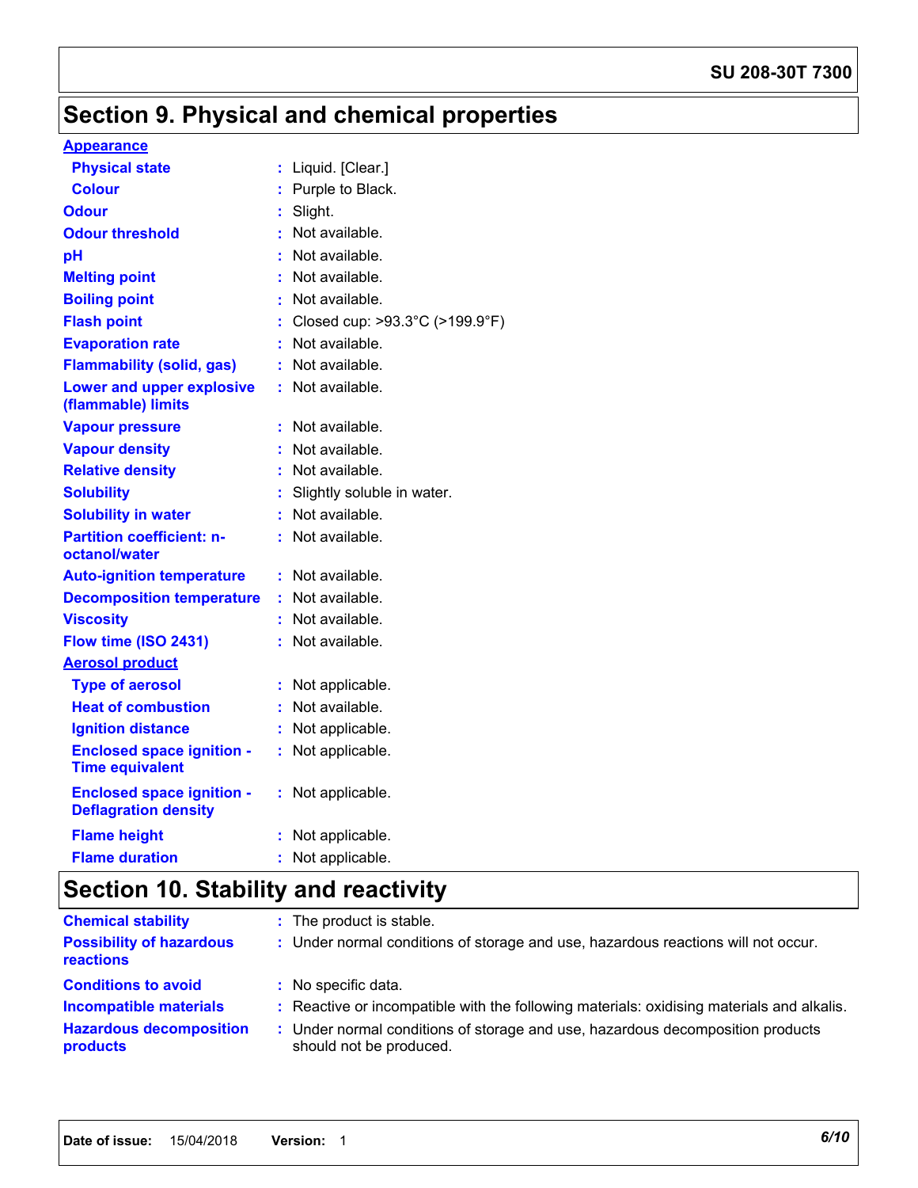# Section 9. Physical and chemical properties

**Appearance**

| | | |
|---|---|---|
| **Physical state** | : | Liquid. [Clear.] |
| **Colour** | : | Purple to Black. |
| **Odour** | : | Slight. |
| **Odour threshold** | : | Not available. |
| **pH** | : | Not available. |
| **Melting point** | : | Not available. |
| **Boiling point** | : | Not available. |
| **Flash point** | : | Closed cup: >93.3°C (>199.9°F) |
| **Evaporation rate** | : | Not available. |
| **Flammability (solid, gas)** | : | Not available. |
| **Lower and upper explosive (flammable) limits** | : | Not available. |
| **Vapour pressure** | : | Not available. |
| **Vapour density** | : | Not available. |
| **Relative density** | : | Not available. |
| **Solubility** | : | Slightly soluble in water. |
| **Solubility in water** | : | Not available. |
| **Partition coefficient: n-octanol/water** | : | Not available. |
| **Auto-ignition temperature** | : | Not available. |
| **Decomposition temperature** | : | Not available. |
| **Viscosity** | : | Not available. |
| **Flow time (ISO 2431)** | : | Not available. |

**Aerosol product**

| | | |
|---|---|---|
| **Type of aerosol** | : | Not applicable. |
| **Heat of combustion** | : | Not available. |
| **Ignition distance** | : | Not applicable. |
| **Enclosed space ignition - Time equivalent** | : | Not applicable. |
| **Enclosed space ignition - Deflagration density** | : | Not applicable. |
| **Flame height** | : | Not applicable. |
| **Flame duration** | : | Not applicable. |

# Section 10. Stability and reactivity

| | | |
|---|---|---|
| **Chemical stability** | : | The product is stable. |
| **Possibility of hazardous reactions** | : | Under normal conditions of storage and use, hazardous reactions will not occur. |
| **Conditions to avoid** | : | No specific data. |
| **Incompatible materials** | : | Reactive or incompatible with the following materials: oxidising materials and alkalis. |
| **Hazardous decomposition products** | : | Under normal conditions of storage and use, hazardous decomposition products should not be produced. |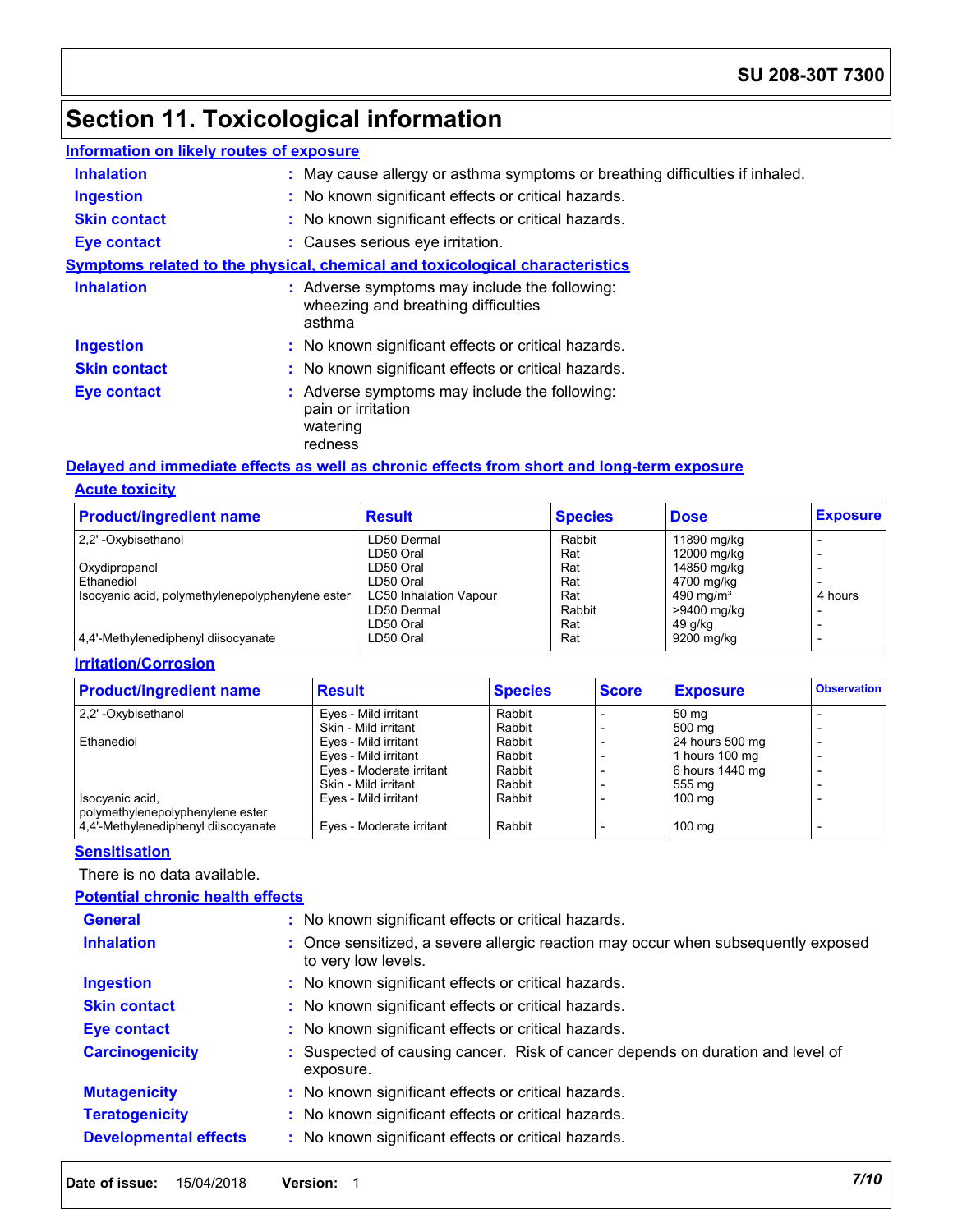# Section 11. Toxicological information

**Information on likely routes of exposure**

**Inhalation** : May cause allergy or asthma symptoms or breathing difficulties if inhaled.

**Ingestion** : No known significant effects or critical hazards.

**Skin contact** : No known significant effects or critical hazards.

**Eye contact** : Causes serious eye irritation.

**Symptoms related to the physical, chemical and toxicological characteristics**

**Inhalation** : Adverse symptoms may include the following:
wheezing and breathing difficulties
asthma

**Ingestion** : No known significant effects or critical hazards.

**Skin contact** : No known significant effects or critical hazards.

**Eye contact** : Adverse symptoms may include the following:
pain or irritation
watering
redness

**Delayed and immediate effects as well as chronic effects from short and long-term exposure**

**Acute toxicity**

| Product/ingredient name | Result | Species | Dose | Exposure |
|---|---|---|---|---|
| 2,2' -Oxybisethanol | LD50 Dermal | Rabbit | 11890 mg/kg | - |
| | LD50 Oral | Rat | 12000 mg/kg | - |
| Oxydipropanol | LD50 Oral | Rat | 14850 mg/kg | - |
| Ethanediol | LD50 Oral | Rat | 4700 mg/kg | - |
| Isocyanic acid, polymethylenepolyphenylene ester | LC50 Inhalation Vapour | Rat | 490 mg/m³ | 4 hours |
| | LD50 Dermal | Rabbit | >9400 mg/kg | - |
| | LD50 Oral | Rat | 49 g/kg | - |
| 4,4'-Methylenediphenyl diisocyanate | LD50 Oral | Rat | 9200 mg/kg | - |

**Irritation/Corrosion**

| Product/ingredient name | Result | Species | Score | Exposure | Observation |
|---|---|---|---|---|---|
| 2,2' -Oxybisethanol | Eyes - Mild irritant | Rabbit | - | 50 mg | - |
| | Skin - Mild irritant | Rabbit | - | 500 mg | - |
| Ethanediol | Eyes - Mild irritant | Rabbit | - | 24 hours 500 mg | - |
| | Eyes - Mild irritant | Rabbit | - | 1 hours 100 mg | - |
| | Eyes - Moderate irritant | Rabbit | - | 6 hours 1440 mg | - |
| | Skin - Mild irritant | Rabbit | - | 555 mg | - |
| Isocyanic acid, polymethylenepolyphenylene ester | Eyes - Mild irritant | Rabbit | - | 100 mg | - |
| 4,4'-Methylenediphenyl diisocyanate | Eyes - Moderate irritant | Rabbit | - | 100 mg | - |

**Sensitisation**

There is no data available.

**Potential chronic health effects**

**General** : No known significant effects or critical hazards.

**Inhalation** : Once sensitized, a severe allergic reaction may occur when subsequently exposed to very low levels.

**Ingestion** : No known significant effects or critical hazards.

**Skin contact** : No known significant effects or critical hazards.

**Eye contact** : No known significant effects or critical hazards.

**Carcinogenicity** : Suspected of causing cancer. Risk of cancer depends on duration and level of exposure.

**Mutagenicity** : No known significant effects or critical hazards.

**Teratogenicity** : No known significant effects or critical hazards.

**Developmental effects** : No known significant effects or critical hazards.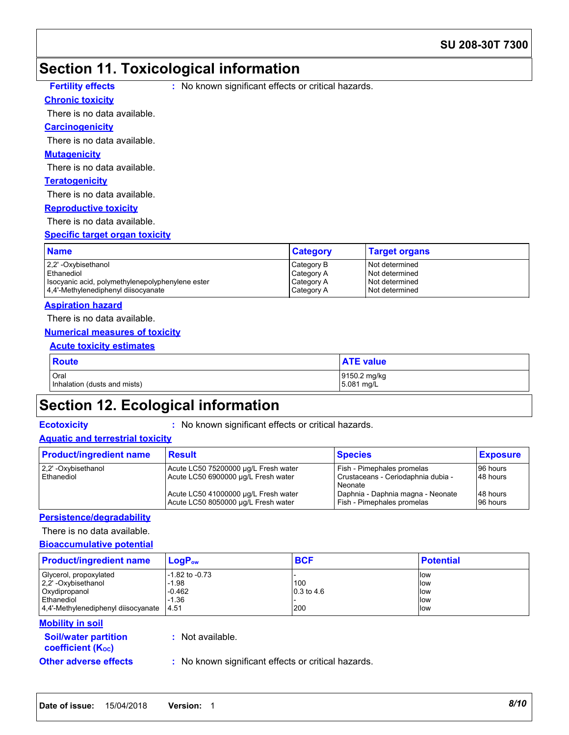# Section 11. Toxicological information

**Fertility effects** : No known significant effects or critical hazards.

**Chronic toxicity**

There is no data available.

**Carcinogenicity**

There is no data available.

**Mutagenicity**

There is no data available.

**Teratogenicity**

There is no data available.

**Reproductive toxicity**

There is no data available.

**Specific target organ toxicity**

| Name | Category | Target organs |
|---|---|---|
| 2,2' -Oxybisethanol | Category B | Not determined |
| Ethanediol | Category A | Not determined |
| Isocyanic acid, polymethylenepolyphenylene ester | Category A | Not determined |
| 4,4'-Methylenediphenyl diisocyanate | Category A | Not determined |

**Aspiration hazard**

There is no data available.

**Numerical measures of toxicity**

**Acute toxicity estimates**

| Route | ATE value |
|---|---|
| Oral | 9150.2 mg/kg |
| Inhalation (dusts and mists) | 5.081 mg/L |

# Section 12. Ecological information

**Ecotoxicity** : No known significant effects or critical hazards.

**Aquatic and terrestrial toxicity**

| Product/ingredient name | Result | Species | Exposure |
|---|---|---|---|
| 2,2' -Oxybisethanol | Acute LC50 75200000 µg/L Fresh water | Fish - Pimephales promelas | 96 hours |
| Ethanediol | Acute LC50 6900000 µg/L Fresh water | Crustaceans - Ceriodaphnia dubia - Neonate | 48 hours |
| | Acute LC50 41000000 µg/L Fresh water | Daphnia - Daphnia magna - Neonate | 48 hours |
| | Acute LC50 8050000 µg/L Fresh water | Fish - Pimephales promelas | 96 hours |

**Persistence/degradability**

There is no data available.

**Bioaccumulative potential**

| Product/ingredient name | $LogP_{ow}$ | BCF | Potential |
|---|---|---|---|
| Glycerol, propoxylated | -1.82 to -0.73 | - | low |
| 2,2' -Oxybisethanol | -1.98 | 100 | low |
| Oxydipropanol | -0.462 | 0.3 to 4.6 | low |
| Ethanediol | -1.36 | - | low |
| 4,4'-Methylenediphenyl diisocyanate | 4.51 | 200 | low |

**Mobility in soil**

**Soil/water partition coefficient ($K_{OC}$)** : Not available.

**Other adverse effects** : No known significant effects or critical hazards.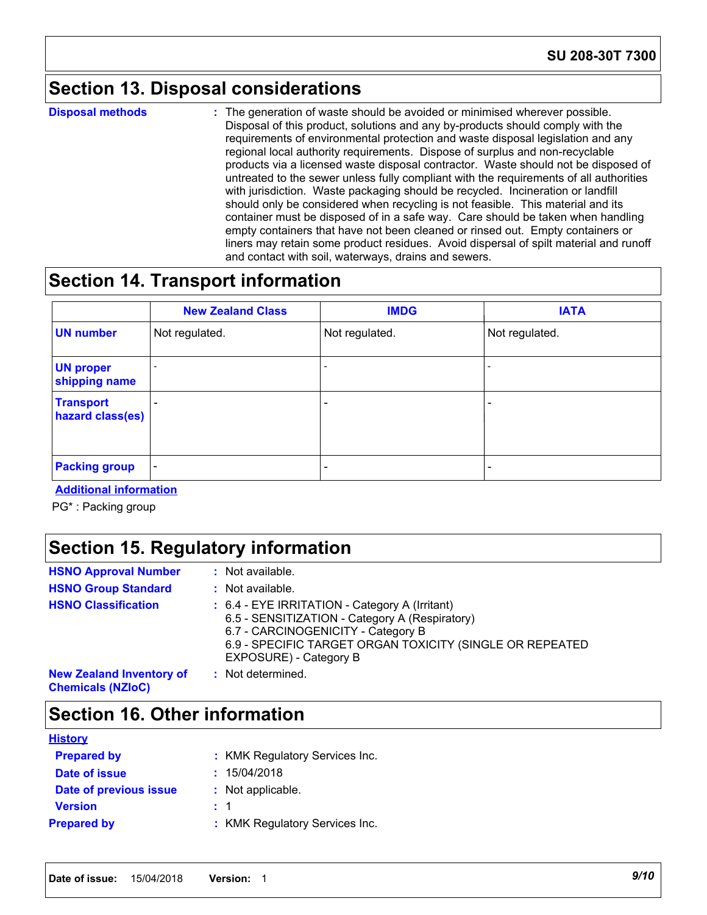## Section 13. Disposal considerations

**Disposal methods** : The generation of waste should be avoided or minimised wherever possible. Disposal of this product, solutions and any by-products should comply with the requirements of environmental protection and waste disposal legislation and any regional local authority requirements. Dispose of surplus and non-recyclable products via a licensed waste disposal contractor. Waste should not be disposed of untreated to the sewer unless fully compliant with the requirements of all authorities with jurisdiction. Waste packaging should be recycled. Incineration or landfill should only be considered when recycling is not feasible. This material and its container must be disposed of in a safe way. Care should be taken when handling empty containers that have not been cleaned or rinsed out. Empty containers or liners may retain some product residues. Avoid dispersal of spilt material and runoff and contact with soil, waterways, drains and sewers.

## Section 14. Transport information

| | New Zealand Class | IMDG | IATA |
|---|---|---|---|
| UN number | Not regulated. | Not regulated. | Not regulated. |
| UN proper shipping name | - | - | - |
| Transport hazard class(es) | - | - | - |
| Packing group | - | - | - |

**Additional information**

PG* : Packing group

## Section 15. Regulatory information

**HSNO Approval Number** : Not available.

**HSNO Group Standard** : Not available.

**HSNO Classification** : 6.4 - EYE IRRITATION - Category A (Irritant)
6.5 - SENSITIZATION - Category A (Respiratory)
6.7 - CARCINOGENICITY - Category B
6.9 - SPECIFIC TARGET ORGAN TOXICITY (SINGLE OR REPEATED EXPOSURE) - Category B

**New Zealand Inventory of Chemicals (NZIoC)** : Not determined.

## Section 16. Other information

**History**

**Prepared by** : KMK Regulatory Services Inc.

**Date of issue** : 15/04/2018

**Date of previous issue** : Not applicable.

**Version** : 1

**Prepared by** : KMK Regulatory Services Inc.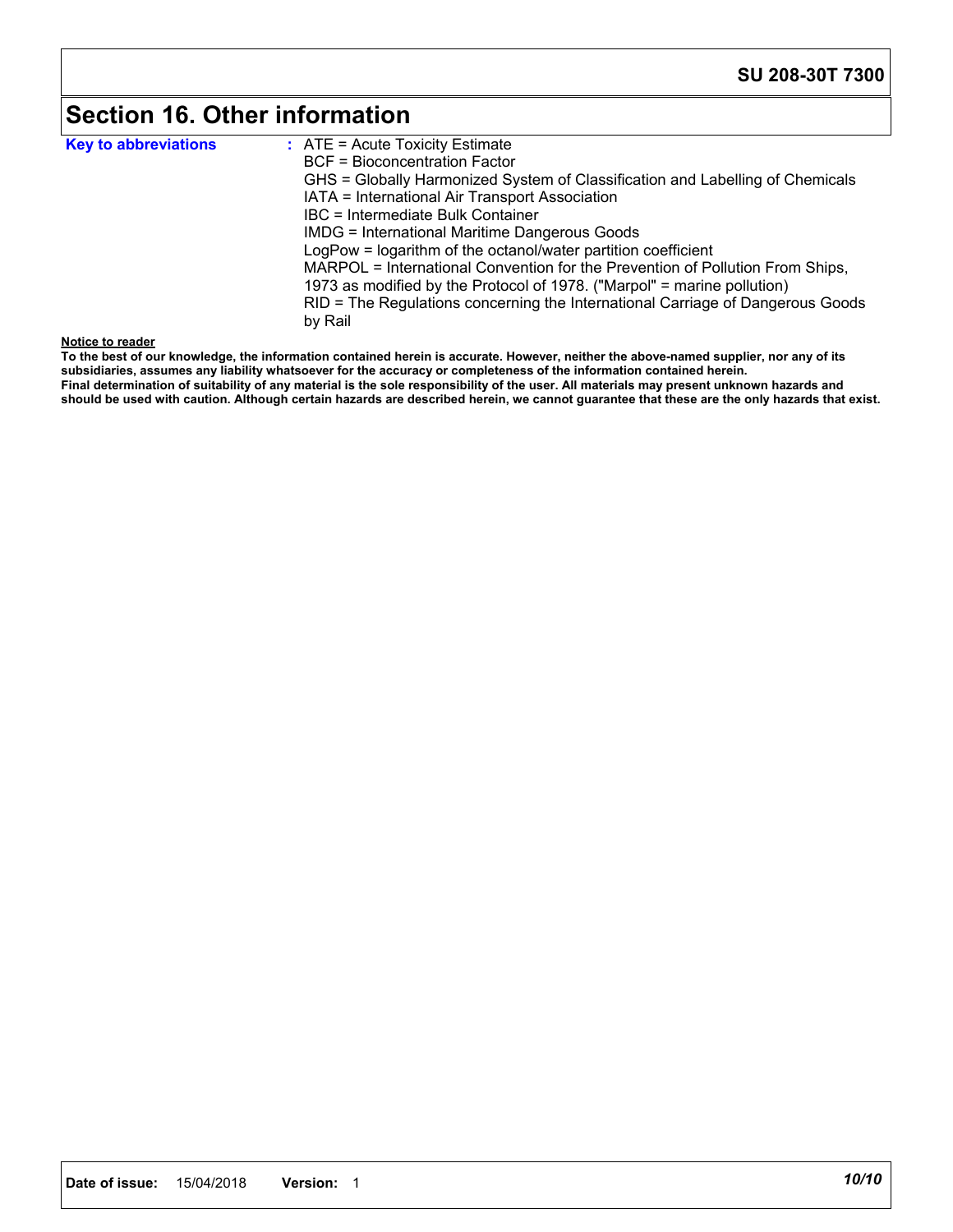## Section 16. Other information

**Key to abbreviations** : ATE = Acute Toxicity Estimate
BCF = Bioconcentration Factor
GHS = Globally Harmonized System of Classification and Labelling of Chemicals
IATA = International Air Transport Association
IBC = Intermediate Bulk Container
IMDG = International Maritime Dangerous Goods
LogPow = logarithm of the octanol/water partition coefficient
MARPOL = International Convention for the Prevention of Pollution From Ships, 1973 as modified by the Protocol of 1978. ("Marpol" = marine pollution)
RID = The Regulations concerning the International Carriage of Dangerous Goods by Rail

**Notice to reader**

**To the best of our knowledge, the information contained herein is accurate. However, neither the above-named supplier, nor any of its subsidiaries, assumes any liability whatsoever for the accuracy or completeness of the information contained herein.**
**Final determination of suitability of any material is the sole responsibility of the user. All materials may present unknown hazards and should be used with caution. Although certain hazards are described herein, we cannot guarantee that these are the only hazards that exist.**